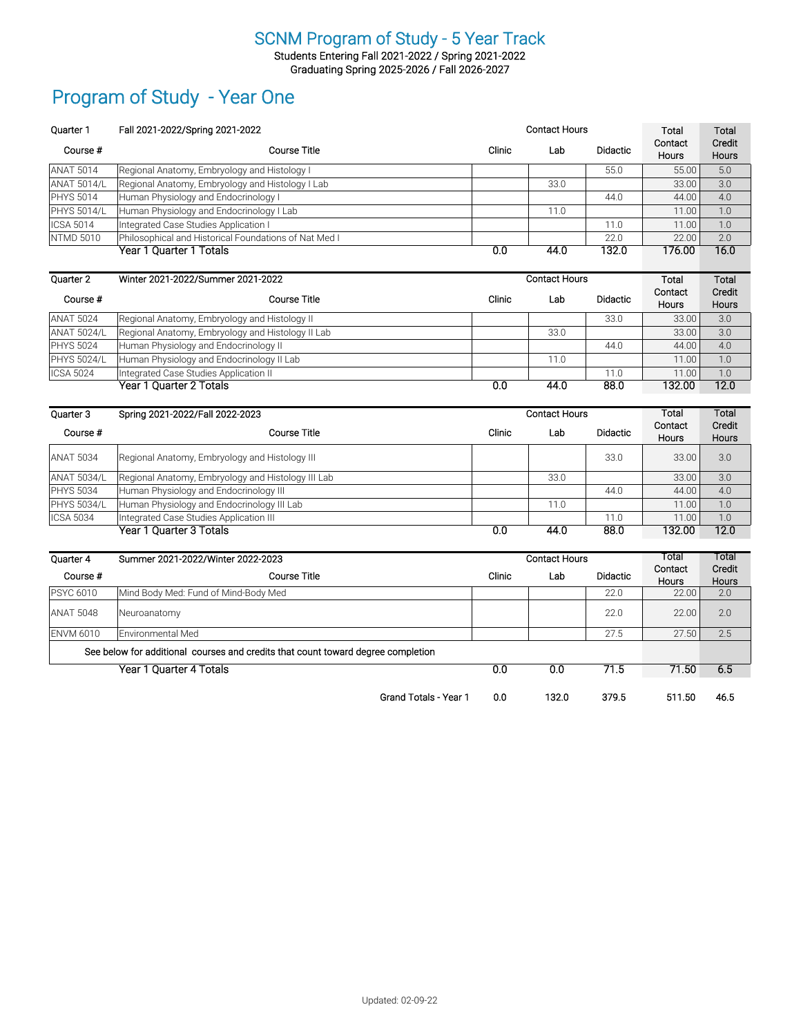# SCNM Program of Study - 5 Year Track

Students Entering Fall 2021-2022 / Spring 2021-2022
Graduating Spring 2025-2026 / Fall 2026-2027

## Program of Study - Year One

| Quarter 1 | Fall 2021-2022/Spring 2021-2022 | Contact Hours | | | Total Contact Hours | Total Credit Hours |
|---|---|---|---|---|---|---|
| Course # | Course Title | Clinic | Lab | Didactic | | |
| ANAT 5014 | Regional Anatomy, Embryology and Histology I | | | 55.0 | 55.00 | 5.0 |
| ANAT 5014/L | Regional Anatomy, Embryology and Histology I Lab | | 33.0 | | 33.00 | 3.0 |
| PHYS 5014 | Human Physiology and Endocrinology I | | | 44.0 | 44.00 | 4.0 |
| PHYS 5014/L | Human Physiology and Endocrinology I Lab | | 11.0 | | 11.00 | 1.0 |
| ICSA 5014 | Integrated Case Studies Application I | | | 11.0 | 11.00 | 1.0 |
| NTMD 5010 | Philosophical and Historical Foundations of Nat Med I | | | 22.0 | 22.00 | 2.0 |
| | Year 1 Quarter 1 Totals | 0.0 | 44.0 | 132.0 | 176.00 | 16.0 |

| Quarter 2 | Winter 2021-2022/Summer 2021-2022 | Contact Hours | | | Total Contact Hours | Total Credit Hours |
|---|---|---|---|---|---|---|
| Course # | Course Title | Clinic | Lab | Didactic | | |
| ANAT 5024 | Regional Anatomy, Embryology and Histology II | | | 33.0 | 33.00 | 3.0 |
| ANAT 5024/L | Regional Anatomy, Embryology and Histology II Lab | | 33.0 | | 33.00 | 3.0 |
| PHYS 5024 | Human Physiology and Endocrinology II | | | 44.0 | 44.00 | 4.0 |
| PHYS 5024/L | Human Physiology and Endocrinology II Lab | | 11.0 | | 11.00 | 1.0 |
| ICSA 5024 | Integrated Case Studies Application II | | | 11.0 | 11.00 | 1.0 |
| | Year 1 Quarter 2 Totals | 0.0 | 44.0 | 88.0 | 132.00 | 12.0 |

| Quarter 3 | Spring 2021-2022/Fall 2022-2023 | Contact Hours | | | Total Contact Hours | Total Credit Hours |
|---|---|---|---|---|---|---|
| Course # | Course Title | Clinic | Lab | Didactic | | |
| ANAT 5034 | Regional Anatomy, Embryology and Histology III | | | 33.0 | 33.00 | 3.0 |
| ANAT 5034/L | Regional Anatomy, Embryology and Histology III Lab | | 33.0 | | 33.00 | 3.0 |
| PHYS 5034 | Human Physiology and Endocrinology III | | | 44.0 | 44.00 | 4.0 |
| PHYS 5034/L | Human Physiology and Endocrinology III Lab | | 11.0 | | 11.00 | 1.0 |
| ICSA 5034 | Integrated Case Studies Application III | | | 11.0 | 11.00 | 1.0 |
| | Year 1 Quarter 3 Totals | 0.0 | 44.0 | 88.0 | 132.00 | 12.0 |

| Quarter 4 | Summer 2021-2022/Winter 2022-2023 | Contact Hours | | | Total Contact Hours | Total Credit Hours |
|---|---|---|---|---|---|---|
| Course # | Course Title | Clinic | Lab | Didactic | | |
| PSYC 6010 | Mind Body Med: Fund of Mind-Body Med | | | 22.0 | 22.00 | 2.0 |
| ANAT 5048 | Neuroanatomy | | | 22.0 | 22.00 | 2.0 |
| ENVM 6010 | Environmental Med | | | 27.5 | 27.50 | 2.5 |
| | See below for additional courses and credits that count toward degree completion | | | | | |
| | Year 1 Quarter 4 Totals | 0.0 | 0.0 | 71.5 | 71.50 | 6.5 |

| | Grand Totals - Year 1 | 0.0 | 132.0 | 379.5 | 511.50 | 46.5 |
|---|---|---|---|---|---|---|

Updated: 02-09-22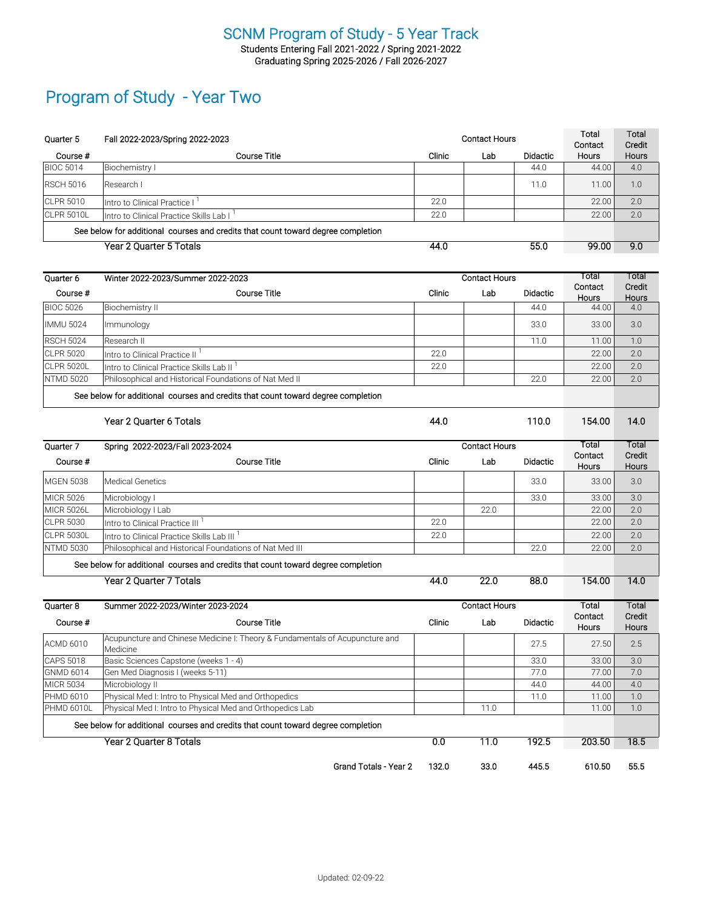# SCNM Program of Study - 5 Year Track

Students Entering Fall 2021-2022 / Spring 2021-2022
Graduating Spring 2025-2026 / Fall 2026-2027

## Program of Study - Year Two

| Quarter 5 | Fall 2022-2023/Spring 2022-2023 | Contact Hours | | | Total Contact Hours | Total Credit Hours |
|---|---|---|---|---|---|---|
| Course # | Course Title | Clinic | Lab | Didactic | | |
| BIOC 5014 | Biochemistry I | | | 44.0 | 44.00 | 4.0 |
| RSCH 5016 | Research I | | | 11.0 | 11.00 | 1.0 |
| CLPR 5010 | Intro to Clinical Practice I [1] | 22.0 | | | 22.00 | 2.0 |
| CLPR 5010L | Intro to Clinical Practice Skills Lab I [1] | 22.0 | | | 22.00 | 2.0 |
| | See below for additional courses and credits that count toward degree completion | | | | | |
| | Year 2 Quarter 5 Totals | 44.0 | | 55.0 | 99.00 | 9.0 |

| Quarter 6 | Winter 2022-2023/Summer 2022-2023 | Contact Hours | | | Total Contact Hours | Total Credit Hours |
|---|---|---|---|---|---|---|
| Course # | Course Title | Clinic | Lab | Didactic | | |
| BIOC 5026 | Biochemistry II | | | 44.0 | 44.00 | 4.0 |
| IMMU 5024 | Immunology | | | 33.0 | 33.00 | 3.0 |
| RSCH 5024 | Research II | | | 11.0 | 11.00 | 1.0 |
| CLPR 5020 | Intro to Clinical Practice II [1] | 22.0 | | | 22.00 | 2.0 |
| CLPR 5020L | Intro to Clinical Practice Skills Lab II [1] | 22.0 | | | 22.00 | 2.0 |
| NTMD 5020 | Philosophical and Historical Foundations of Nat Med II | | | 22.0 | 22.00 | 2.0 |
| | See below for additional courses and credits that count toward degree completion | | | | | |
| | Year 2 Quarter 6 Totals | 44.0 | | 110.0 | 154.00 | 14.0 |

| Quarter 7 | Spring 2022-2023/Fall 2023-2024 | Contact Hours | | | Total Contact Hours | Total Credit Hours |
|---|---|---|---|---|---|---|
| Course # | Course Title | Clinic | Lab | Didactic | | |
| MGEN 5038 | Medical Genetics | | | 33.0 | 33.00 | 3.0 |
| MICR 5026 | Microbiology I | | | 33.0 | 33.00 | 3.0 |
| MICR 5026L | Microbiology I Lab | | 22.0 | | 22.00 | 2.0 |
| CLPR 5030 | Intro to Clinical Practice III [1] | 22.0 | | | 22.00 | 2.0 |
| CLPR 5030L | Intro to Clinical Practice Skills Lab III [1] | 22.0 | | | 22.00 | 2.0 |
| NTMD 5030 | Philosophical and Historical Foundations of Nat Med III | | | 22.0 | 22.00 | 2.0 |
| | See below for additional courses and credits that count toward degree completion | | | | | |
| | Year 2 Quarter 7 Totals | 44.0 | 22.0 | 88.0 | 154.00 | 14.0 |

| Quarter 8 | Summer 2022-2023/Winter 2023-2024 | Contact Hours | | | Total Contact Hours | Total Credit Hours |
|---|---|---|---|---|---|---|
| Course # | Course Title | Clinic | Lab | Didactic | | |
| ACMD 6010 | Acupuncture and Chinese Medicine I: Theory & Fundamentals of Acupuncture and Medicine | | | 27.5 | 27.50 | 2.5 |
| CAPS 5018 | Basic Sciences Capstone (weeks 1 - 4) | | | 33.0 | 33.00 | 3.0 |
| GNMD 6014 | Gen Med Diagnosis I (weeks 5-11) | | | 77.0 | 77.00 | 7.0 |
| MICR 5034 | Microbiology II | | | 44.0 | 44.00 | 4.0 |
| PHMD 6010 | Physical Med I: Intro to Physical Med and Orthopedics | | | 11.0 | 11.00 | 1.0 |
| PHMD 6010L | Physical Med I: Intro to Physical Med and Orthopedics Lab | | 11.0 | | 11.00 | 1.0 |
| | See below for additional courses and credits that count toward degree completion | | | | | |
| | Year 2 Quarter 8 Totals | 0.0 | 11.0 | 192.5 | 203.50 | 18.5 |
| | Grand Totals - Year 2 | 132.0 | 33.0 | 445.5 | 610.50 | 55.5 |

Updated: 02-09-22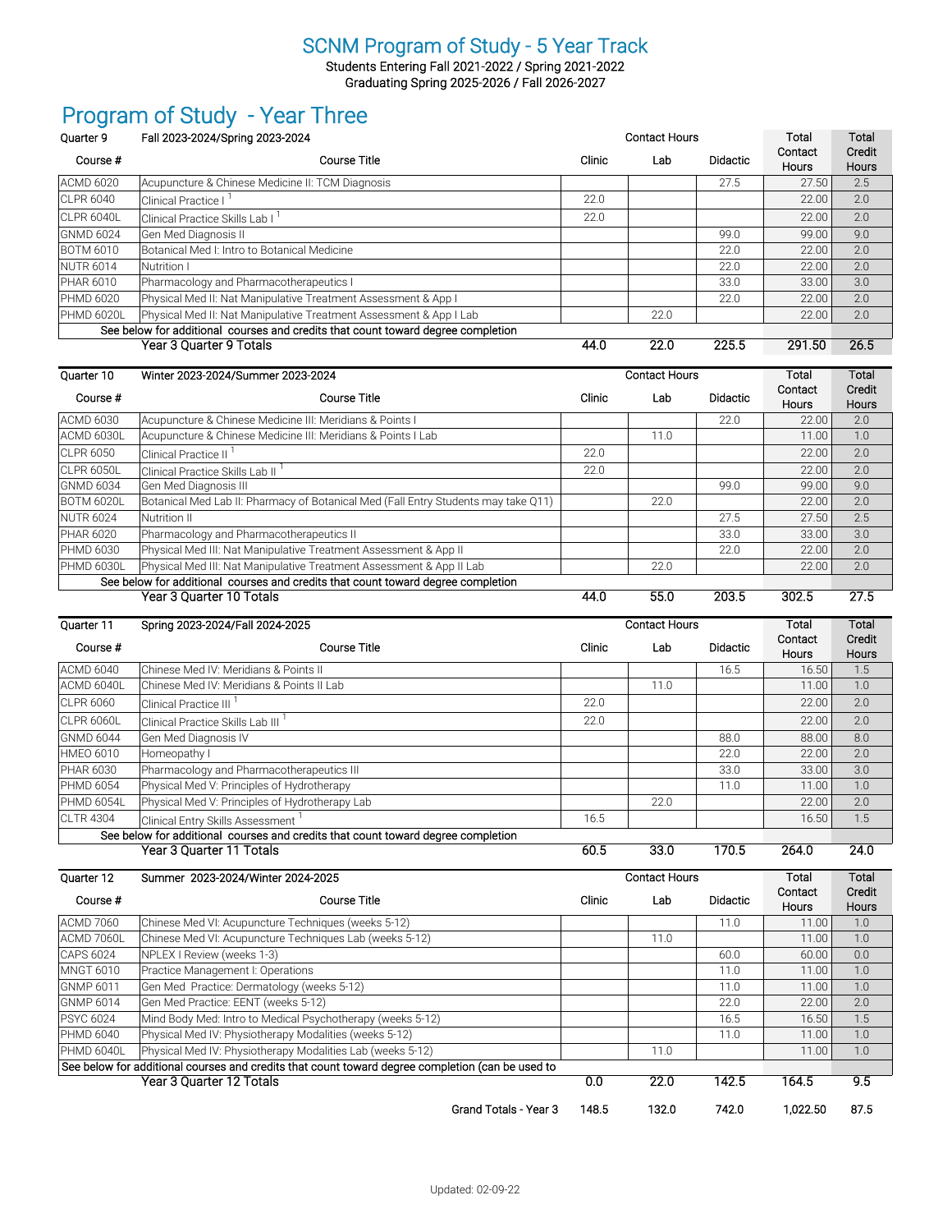# SCNM Program of Study - 5 Year Track

Students Entering Fall 2021-2022 / Spring 2021-2022
Graduating Spring 2025-2026 / Fall 2026-2027

## Program of Study - Year Three

| Quarter 9 | Fall 2023-2024/Spring 2023-2024 | Contact Hours | | | Total Contact Hours | Total Credit Hours |
|---|---|---|---|---|---|---|
| Course # | Course Title | Clinic | Lab | Didactic | | |
| ACMD 6020 | Acupuncture & Chinese Medicine II: TCM Diagnosis | | | 27.5 | 27.50 | 2.5 |
| CLPR 6040 | Clinical Practice I [1] | 22.0 | | | 22.00 | 2.0 |
| CLPR 6040L | Clinical Practice Skills Lab I [1] | 22.0 | | | 22.00 | 2.0 |
| GNMD 6024 | Gen Med Diagnosis II | | | 99.0 | 99.00 | 9.0 |
| BOTM 6010 | Botanical Med I: Intro to Botanical Medicine | | | 22.0 | 22.00 | 2.0 |
| NUTR 6014 | Nutrition I | | | 22.0 | 22.00 | 2.0 |
| PHAR 6010 | Pharmacology and Pharmacotherapeutics I | | | 33.0 | 33.00 | 3.0 |
| PHMD 6020 | Physical Med II: Nat Manipulative Treatment Assessment & App I | | | 22.0 | 22.00 | 2.0 |
| PHMD 6020L | Physical Med II: Nat Manipulative Treatment Assessment & App I Lab | | 22.0 | | 22.00 | 2.0 |
| | See below for additional courses and credits that count toward degree completion | | | | | |
| | **Year 3 Quarter 9 Totals** | **44.0** | **22.0** | **225.5** | **291.50** | **26.5** |

| Quarter 10 | Winter 2023-2024/Summer 2023-2024 | Contact Hours | | | Total Contact Hours | Total Credit Hours |
|---|---|---|---|---|---|---|
| Course # | Course Title | Clinic | Lab | Didactic | | |
| ACMD 6030 | Acupuncture & Chinese Medicine III: Meridians & Points I | | | 22.0 | 22.00 | 2.0 |
| ACMD 6030L | Acupuncture & Chinese Medicine III: Meridians & Points I Lab | | 11.0 | | 11.00 | 1.0 |
| CLPR 6050 | Clinical Practice II [1] | 22.0 | | | 22.00 | 2.0 |
| CLPR 6050L | Clinical Practice Skills Lab II [1] | 22.0 | | | 22.00 | 2.0 |
| GNMD 6034 | Gen Med Diagnosis III | | | 99.0 | 99.00 | 9.0 |
| BOTM 6020L | Botanical Med Lab II: Pharmacy of Botanical Med (Fall Entry Students may take Q11) | | 22.0 | | 22.00 | 2.0 |
| NUTR 6024 | Nutrition II | | | 27.5 | 27.50 | 2.5 |
| PHAR 6020 | Pharmacology and Pharmacotherapeutics II | | | 33.0 | 33.00 | 3.0 |
| PHMD 6030 | Physical Med III: Nat Manipulative Treatment Assessment & App II | | | 22.0 | 22.00 | 2.0 |
| PHMD 6030L | Physical Med III: Nat Manipulative Treatment Assessment & App II Lab | | 22.0 | | 22.00 | 2.0 |
| | See below for additional courses and credits that count toward degree completion | | | | | |
| | **Year 3 Quarter 10 Totals** | **44.0** | **55.0** | **203.5** | **302.5** | **27.5** |

| Quarter 11 | Spring 2023-2024/Fall 2024-2025 | Contact Hours | | | Total Contact Hours | Total Credit Hours |
|---|---|---|---|---|---|---|
| Course # | Course Title | Clinic | Lab | Didactic | | |
| ACMD 6040 | Chinese Med IV: Meridians & Points II | | | 16.5 | 16.50 | 1.5 |
| ACMD 6040L | Chinese Med IV: Meridians & Points II Lab | | 11.0 | | 11.00 | 1.0 |
| CLPR 6060 | Clinical Practice III [1] | 22.0 | | | 22.00 | 2.0 |
| CLPR 6060L | Clinical Practice Skills Lab III [1] | 22.0 | | | 22.00 | 2.0 |
| GNMD 6044 | Gen Med Diagnosis IV | | | 88.0 | 88.00 | 8.0 |
| HMEO 6010 | Homeopathy I | | | 22.0 | 22.00 | 2.0 |
| PHAR 6030 | Pharmacology and Pharmacotherapeutics III | | | 33.0 | 33.00 | 3.0 |
| PHMD 6054 | Physical Med V: Principles of Hydrotherapy | | | 11.0 | 11.00 | 1.0 |
| PHMD 6054L | Physical Med V: Principles of Hydrotherapy Lab | | 22.0 | | 22.00 | 2.0 |
| CLTR 4304 | Clinical Entry Skills Assessment [1] | 16.5 | | | 16.50 | 1.5 |
| | See below for additional courses and credits that count toward degree completion | | | | | |
| | **Year 3 Quarter 11 Totals** | **60.5** | **33.0** | **170.5** | **264.0** | **24.0** |

| Quarter 12 | Summer 2023-2024/Winter 2024-2025 | Contact Hours | | | Total Contact Hours | Total Credit Hours |
|---|---|---|---|---|---|---|
| Course # | Course Title | Clinic | Lab | Didactic | | |
| ACMD 7060 | Chinese Med VI: Acupuncture Techniques (weeks 5-12) | | | 11.0 | 11.00 | 1.0 |
| ACMD 7060L | Chinese Med VI: Acupuncture Techniques Lab (weeks 5-12) | | 11.0 | | 11.00 | 1.0 |
| CAPS 6024 | NPLEX I Review (weeks 1-3) | | | 60.0 | 60.00 | 0.0 |
| MNGT 6010 | Practice Management I: Operations | | | 11.0 | 11.00 | 1.0 |
| GNMP 6011 | Gen Med Practice: Dermatology (weeks 5-12) | | | 11.0 | 11.00 | 1.0 |
| GNMP 6014 | Gen Med Practice: EENT (weeks 5-12) | | | 22.0 | 22.00 | 2.0 |
| PSYC 6024 | Mind Body Med: Intro to Medical Psychotherapy (weeks 5-12) | | | 16.5 | 16.50 | 1.5 |
| PHMD 6040 | Physical Med IV: Physiotherapy Modalities (weeks 5-12) | | | 11.0 | 11.00 | 1.0 |
| PHMD 6040L | Physical Med IV: Physiotherapy Modalities Lab (weeks 5-12) | | 11.0 | | 11.00 | 1.0 |
| See below for additional courses and credits that count toward degree completion (can be used to | | | | | | |
| | **Year 3 Quarter 12 Totals** | **0.0** | **22.0** | **142.5** | **164.5** | **9.5** |
| | **Grand Totals - Year 3** | **148.5** | **132.0** | **742.0** | **1,022.50** | **87.5** |

Updated: 02-09-22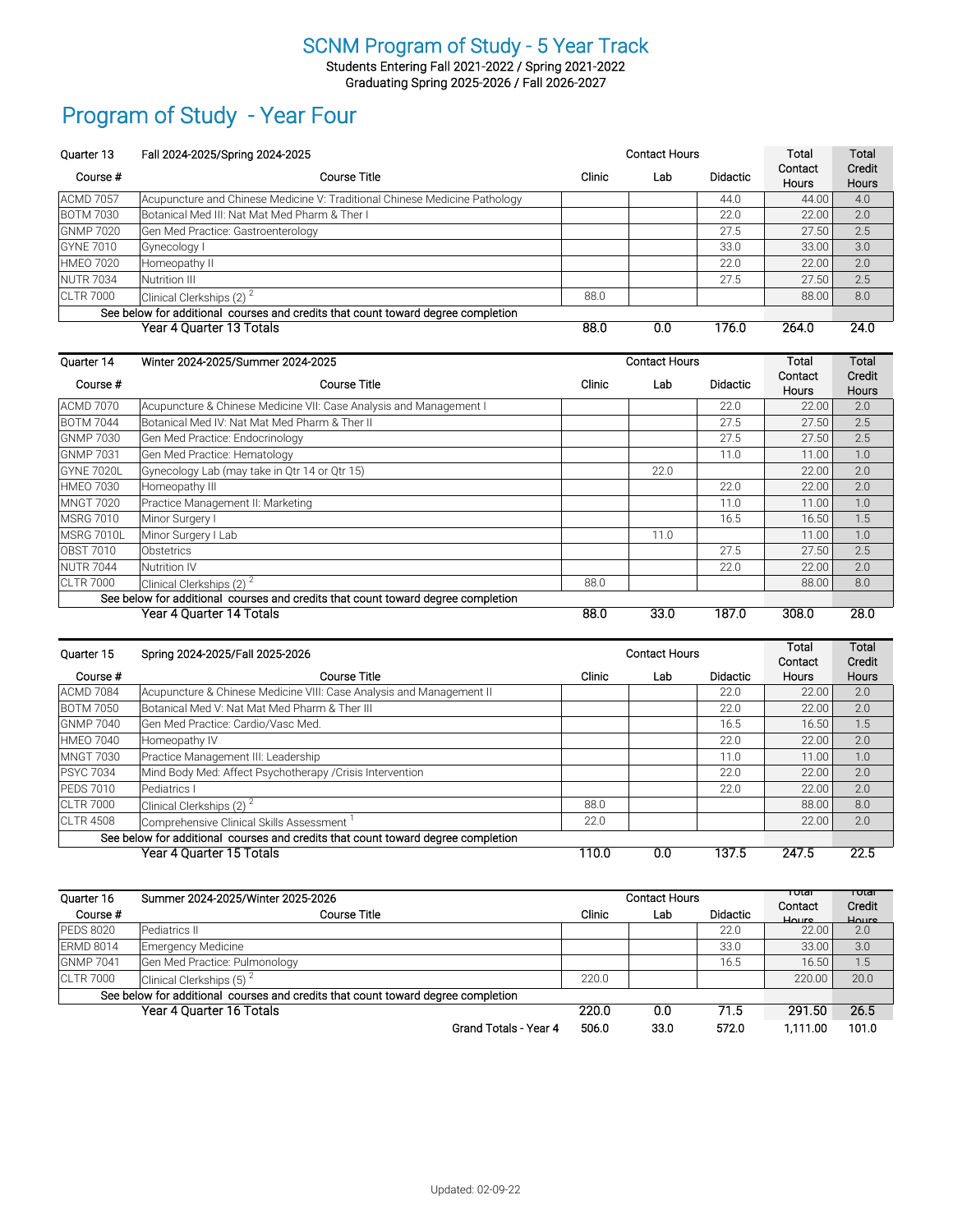# SCNM Program of Study - 5 Year Track

Students Entering Fall 2021-2022 / Spring 2021-2022
Graduating Spring 2025-2026 / Fall 2026-2027

## Program of Study - Year Four

| Quarter 13 | Fall 2024-2025/Spring 2024-2025 | Contact Hours | | | Total Contact Hours | Total Credit Hours |
|---|---|---|---|---|---|---|
| Course # | Course Title | Clinic | Lab | Didactic | | |
| ACMD 7057 | Acupuncture and Chinese Medicine V: Traditional Chinese Medicine Pathology | | | 44.0 | 44.00 | 4.0 |
| BOTM 7030 | Botanical Med III: Nat Mat Med Pharm & Ther I | | | 22.0 | 22.00 | 2.0 |
| GNMP 7020 | Gen Med Practice: Gastroenterology | | | 27.5 | 27.50 | 2.5 |
| GYNE 7010 | Gynecology I | | | 33.0 | 33.00 | 3.0 |
| HMEO 7020 | Homeopathy II | | | 22.0 | 22.00 | 2.0 |
| NUTR 7034 | Nutrition III | | | 27.5 | 27.50 | 2.5 |
| CLTR 7000 | Clinical Clerkships (2) [2] | 88.0 | | | 88.00 | 8.0 |
| | See below for additional courses and credits that count toward degree completion | | | | | |
| | Year 4 Quarter 13 Totals | 88.0 | 0.0 | 176.0 | 264.0 | 24.0 |

| Quarter 14 | Winter 2024-2025/Summer 2024-2025 | Contact Hours | | | Total Contact Hours | Total Credit Hours |
|---|---|---|---|---|---|---|
| Course # | Course Title | Clinic | Lab | Didactic | | |
| ACMD 7070 | Acupuncture & Chinese Medicine VII: Case Analysis and Management I | | | 22.0 | 22.00 | 2.0 |
| BOTM 7044 | Botanical Med IV: Nat Mat Med Pharm & Ther II | | | 27.5 | 27.50 | 2.5 |
| GNMP 7030 | Gen Med Practice: Endocrinology | | | 27.5 | 27.50 | 2.5 |
| GNMP 7031 | Gen Med Practice: Hematology | | | 11.0 | 11.00 | 1.0 |
| GYNE 7020L | Gynecology Lab (may take in Qtr 14 or Qtr 15) | | 22.0 | | 22.00 | 2.0 |
| HMEO 7030 | Homeopathy III | | | 22.0 | 22.00 | 2.0 |
| MNGT 7020 | Practice Management II: Marketing | | | 11.0 | 11.00 | 1.0 |
| MSRG 7010 | Minor Surgery I | | | 16.5 | 16.50 | 1.5 |
| MSRG 7010L | Minor Surgery I Lab | | 11.0 | | 11.00 | 1.0 |
| OBST 7010 | Obstetrics | | | 27.5 | 27.50 | 2.5 |
| NUTR 7044 | Nutrition IV | | | 22.0 | 22.00 | 2.0 |
| CLTR 7000 | Clinical Clerkships (2) [2] | 88.0 | | | 88.00 | 8.0 |
| | See below for additional courses and credits that count toward degree completion | | | | | |
| | Year 4 Quarter 14 Totals | 88.0 | 33.0 | 187.0 | 308.0 | 28.0 |

| Quarter 15 | Spring 2024-2025/Fall 2025-2026 | Contact Hours | | | Total Contact Hours | Total Credit Hours |
|---|---|---|---|---|---|---|
| Course # | Course Title | Clinic | Lab | Didactic | | |
| ACMD 7084 | Acupuncture & Chinese Medicine VIII: Case Analysis and Management II | | | 22.0 | 22.00 | 2.0 |
| BOTM 7050 | Botanical Med V: Nat Mat Med Pharm & Ther III | | | 22.0 | 22.00 | 2.0 |
| GNMP 7040 | Gen Med Practice: Cardio/Vasc Med. | | | 16.5 | 16.50 | 1.5 |
| HMEO 7040 | Homeopathy IV | | | 22.0 | 22.00 | 2.0 |
| MNGT 7030 | Practice Management III: Leadership | | | 11.0 | 11.00 | 1.0 |
| PSYC 7034 | Mind Body Med: Affect Psychotherapy /Crisis Intervention | | | 22.0 | 22.00 | 2.0 |
| PEDS 7010 | Pediatrics I | | | 22.0 | 22.00 | 2.0 |
| CLTR 7000 | Clinical Clerkships (2) [2] | 88.0 | | | 88.00 | 8.0 |
| CLTR 4508 | Comprehensive Clinical Skills Assessment [1] | 22.0 | | | 22.00 | 2.0 |
| | See below for additional courses and credits that count toward degree completion | | | | | |
| | Year 4 Quarter 15 Totals | 110.0 | 0.0 | 137.5 | 247.5 | 22.5 |

| Quarter 16 | Summer 2024-2025/Winter 2025-2026 | Contact Hours | | | Total Contact Hours | Total Credit Hours |
|---|---|---|---|---|---|---|
| Course # | Course Title | Clinic | Lab | Didactic | | |
| PEDS 8020 | Pediatrics II | | | 22.0 | 22.00 | 2.0 |
| ERMD 8014 | Emergency Medicine | | | 33.0 | 33.00 | 3.0 |
| GNMP 7041 | Gen Med Practice: Pulmonology | | | 16.5 | 16.50 | 1.5 |
| CLTR 7000 | Clinical Clerkships (5) [2] | 220.0 | | | 220.00 | 20.0 |
| | See below for additional courses and credits that count toward degree completion | | | | | |
| | Year 4 Quarter 16 Totals | 220.0 | 0.0 | 71.5 | 291.50 | 26.5 |
| | Grand Totals - Year 4 | 506.0 | 33.0 | 572.0 | 1,111.00 | 101.0 |

Updated: 02-09-22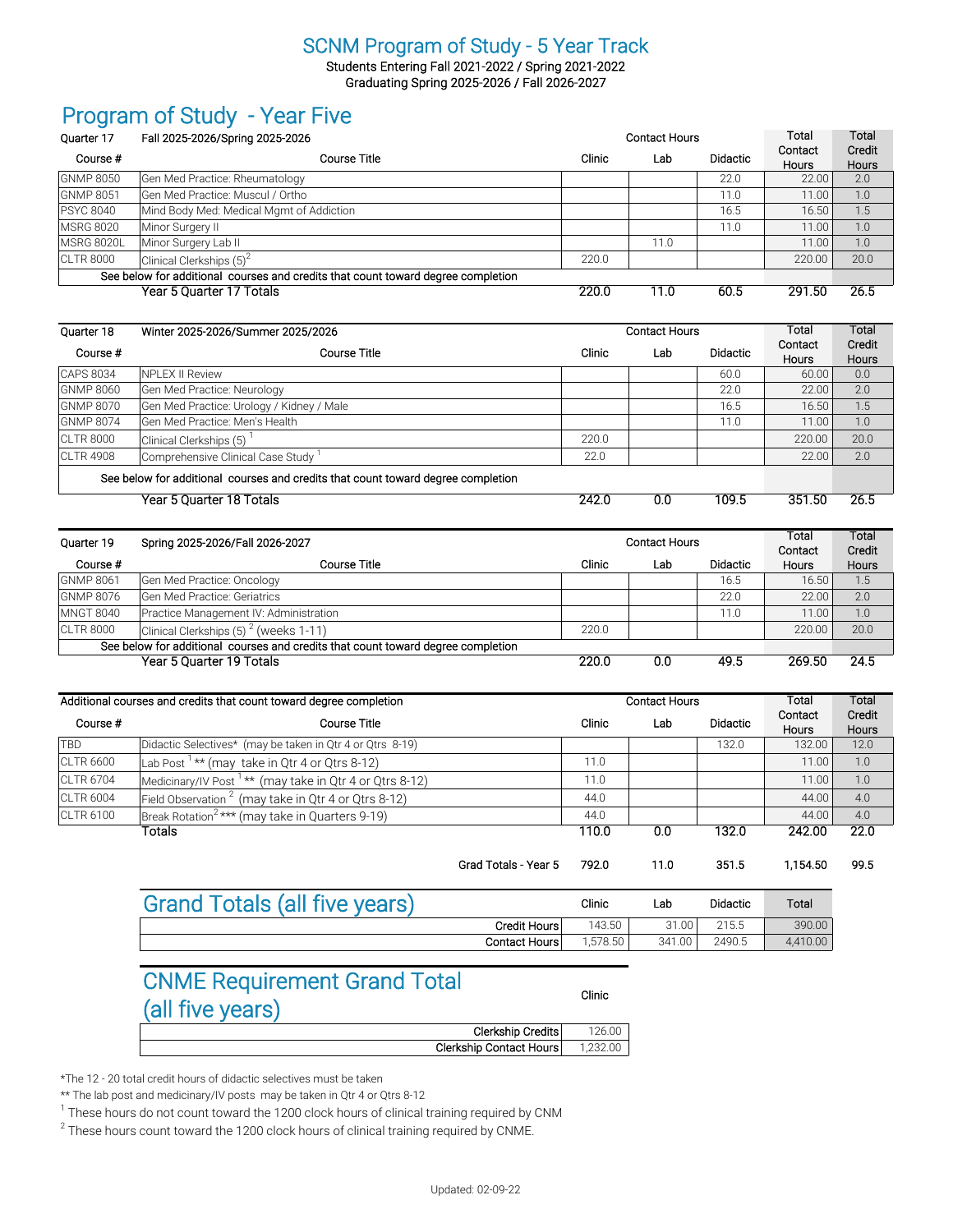# SCNM Program of Study - 5 Year Track

Students Entering Fall 2021-2022 / Spring 2021-2022
Graduating Spring 2025-2026 / Fall 2026-2027

## Program of Study - Year Five

| Quarter 17 | Fall 2025-2026/Spring 2025-2026 | Contact Hours | | | Total Contact Hours | Total Credit Hours |
|---|---|---|---|---|---|---|
| Course # | Course Title | Clinic | Lab | Didactic | | |
| GNMP 8050 | Gen Med Practice: Rheumatology | | | 22.0 | 22.00 | 2.0 |
| GNMP 8051 | Gen Med Practice: Muscul / Ortho | | | 11.0 | 11.00 | 1.0 |
| PSYC 8040 | Mind Body Med: Medical Mgmt of Addiction | | | 16.5 | 16.50 | 1.5 |
| MSRG 8020 | Minor Surgery II | | | 11.0 | 11.00 | 1.0 |
| MSRG 8020L | Minor Surgery Lab II | | 11.0 | | 11.00 | 1.0 |
| CLTR 8000 | Clinical Clerkships (5)[2] | 220.0 | | | 220.00 | 20.0 |
| | See below for additional courses and credits that count toward degree completion | | | | | |
| | Year 5 Quarter 17 Totals | 220.0 | 11.0 | 60.5 | 291.50 | 26.5 |

| Quarter 18 | Winter 2025-2026/Summer 2025/2026 | Contact Hours | | | Total Contact Hours | Total Credit Hours |
|---|---|---|---|---|---|---|
| Course # | Course Title | Clinic | Lab | Didactic | | |
| CAPS 8034 | NPLEX II Review | | | 60.0 | 60.00 | 0.0 |
| GNMP 8060 | Gen Med Practice: Neurology | | | 22.0 | 22.00 | 2.0 |
| GNMP 8070 | Gen Med Practice: Urology / Kidney / Male | | | 16.5 | 16.50 | 1.5 |
| GNMP 8074 | Gen Med Practice: Men's Health | | | 11.0 | 11.00 | 1.0 |
| CLTR 8000 | Clinical Clerkships (5) [1] | 220.0 | | | 220.00 | 20.0 |
| CLTR 4908 | Comprehensive Clinical Case Study [1] | 22.0 | | | 22.00 | 2.0 |
| | See below for additional courses and credits that count toward degree completion | | | | | |
| | Year 5 Quarter 18 Totals | 242.0 | 0.0 | 109.5 | 351.50 | 26.5 |

| Quarter 19 | Spring 2025-2026/Fall 2026-2027 | Contact Hours | | | Total Contact Hours | Total Credit Hours |
|---|---|---|---|---|---|---|
| Course # | Course Title | Clinic | Lab | Didactic | | |
| GNMP 8061 | Gen Med Practice: Oncology | | | 16.5 | 16.50 | 1.5 |
| GNMP 8076 | Gen Med Practice: Geriatrics | | | 22.0 | 22.00 | 2.0 |
| MNGT 8040 | Practice Management IV: Administration | | | 11.0 | 11.00 | 1.0 |
| CLTR 8000 | Clinical Clerkships (5) [2] (weeks 1-11) | 220.0 | | | 220.00 | 20.0 |
| | See below for additional courses and credits that count toward degree completion | | | | | |
| | Year 5 Quarter 19 Totals | 220.0 | 0.0 | 49.5 | 269.50 | 24.5 |

| Additional courses and credits that count toward degree completion | | Contact Hours | | | Total Contact Hours | Total Credit Hours |
|---|---|---|---|---|---|---|
| Course # | Course Title | Clinic | Lab | Didactic | | |
| TBD | Didactic Selectives* (may be taken in Qtr 4 or Qtrs 8-19) | | | 132.0 | 132.00 | 12.0 |
| CLTR 6600 | Lab Post [1] ** (may take in Qtr 4 or Qtrs 8-12) | 11.0 | | | 11.00 | 1.0 |
| CLTR 6704 | Medicinary/IV Post [1] ** (may take in Qtr 4 or Qtrs 8-12) | 11.0 | | | 11.00 | 1.0 |
| CLTR 6004 | Field Observation [2] (may take in Qtr 4 or Qtrs 8-12) | 44.0 | | | 44.00 | 4.0 |
| CLTR 6100 | Break Rotation[2] *** (may take in Quarters 9-19) | 44.0 | | | 44.00 | 4.0 |
| | Totals | 110.0 | 0.0 | 132.0 | 242.00 | 22.0 |
| | Grad Totals - Year 5 | 792.0 | 11.0 | 351.5 | 1,154.50 | 99.5 |

## Grand Totals (all five years)

| | Clinic | Lab | Didactic | Total |
|---|---|---|---|---|
| Credit Hours | 143.50 | 31.00 | 215.5 | 390.00 |
| Contact Hours | 1,578.50 | 341.00 | 2490.5 | 4,410.00 |

## CNME Requirement Grand Total (all five years)

| | Clinic |
|---|---|
| Clerkship Credits | 126.00 |
| Clerkship Contact Hours | 1,232.00 |

*The 12 - 20 total credit hours of didactic selectives must be taken

** The lab post and medicinary/IV posts may be taken in Qtr 4 or Qtrs 8-12

[1] These hours do not count toward the 1200 clock hours of clinical training required by CNM

[2] These hours count toward the 1200 clock hours of clinical training required by CNME.

Updated: 02-09-22